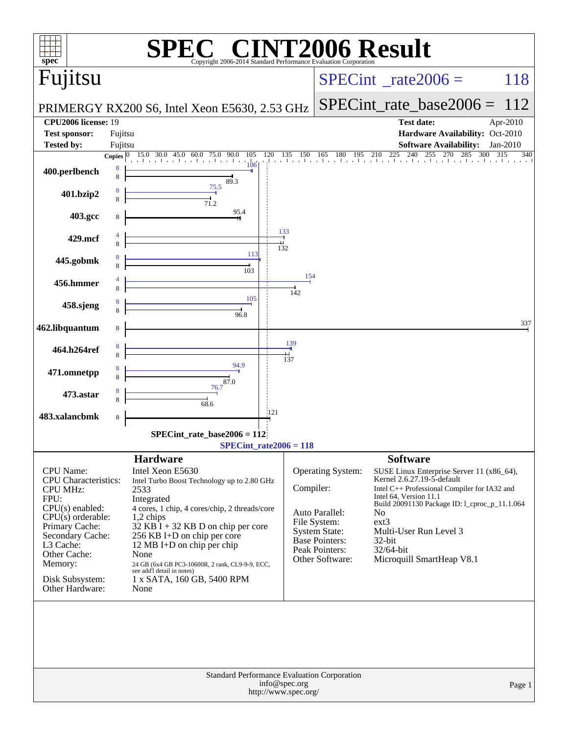# SPEC® CINT2006 Result

Copyright 2006-2014 Standard Performance Evaluation Corporation

## Fujitsu

**PRIMERGY RX200 S6, Intel Xeon E5630, 2.53 GHz**

SPECint_rate2006 = 118

SPECint_rate_base2006 = 112

| | | | |
|---|---|---|---|
| **CPU2006 license:** | 19 | **Test date:** | Apr-2010 |
| **Test sponsor:** | Fujitsu | **Hardware Availability:** | Oct-2010 |
| **Tested by:** | Fujitsu | **Software Availability:** | Jan-2010 |

| Benchmark | Copies (peak) | Peak | Copies (base) | Base |
|---|---|---|---|---|
| 400.perlbench | 8 | 106 | 8 | 89.3 |
| 401.bzip2 | 8 | 75.5 | 8 | 71.2 |
| 403.gcc | | | 8 | 95.4 |
| 429.mcf | 4 | 133 | 8 | 132 |
| 445.gobmk | 8 | 113 | 8 | 103 |
| 456.hmmer | 4 | 154 | 8 | 142 |
| 458.sjeng | 8 | 105 | 8 | 96.8 |
| 462.libquantum | | | 8 | 337 |
| 464.h264ref | 8 | 139 | 8 | 137 |
| 471.omnetpp | 8 | 94.9 | 8 | 87.0 |
| 473.astar | 8 | 76.7 | 8 | 68.6 |
| 483.xalancbmk | | | 8 | 121 |

SPECint_rate_base2006 = 112

SPECint_rate2006 = 118

## Hardware

| | |
|---|---|
| CPU Name: | Intel Xeon E5630 |
| CPU Characteristics: | Intel Turbo Boost Technology up to 2.80 GHz |
| CPU MHz: | 2533 |
| FPU: | Integrated |
| CPU(s) enabled: | 4 cores, 1 chip, 4 cores/chip, 2 threads/core |
| CPU(s) orderable: | 1,2 chips |
| Primary Cache: | 32 KB I + 32 KB D on chip per core |
| Secondary Cache: | 256 KB I+D on chip per core |
| L3 Cache: | 12 MB I+D on chip per chip |
| Other Cache: | None |
| Memory: | 24 GB (6x4 GB PC3-10600R, 2 rank, CL9-9-9, ECC, see add'l detail in notes) |
| Disk Subsystem: | 1 x SATA, 160 GB, 5400 RPM |
| Other Hardware: | None |

## Software

| | |
|---|---|
| Operating System: | SUSE Linux Enterprise Server 11 (x86_64), Kernel 2.6.27.19-5-default |
| Compiler: | Intel C++ Professional Compiler for IA32 and Intel 64, Version 11.1 Build 20091130 Package ID: l_cproc_p_11.1.064 |
| Auto Parallel: | No |
| File System: | ext3 |
| System State: | Multi-User Run Level 3 |
| Base Pointers: | 32-bit |
| Peak Pointers: | 32/64-bit |
| Other Software: | Microquill SmartHeap V8.1 |

Standard Performance Evaluation Corporation
info@spec.org
http://www.spec.org/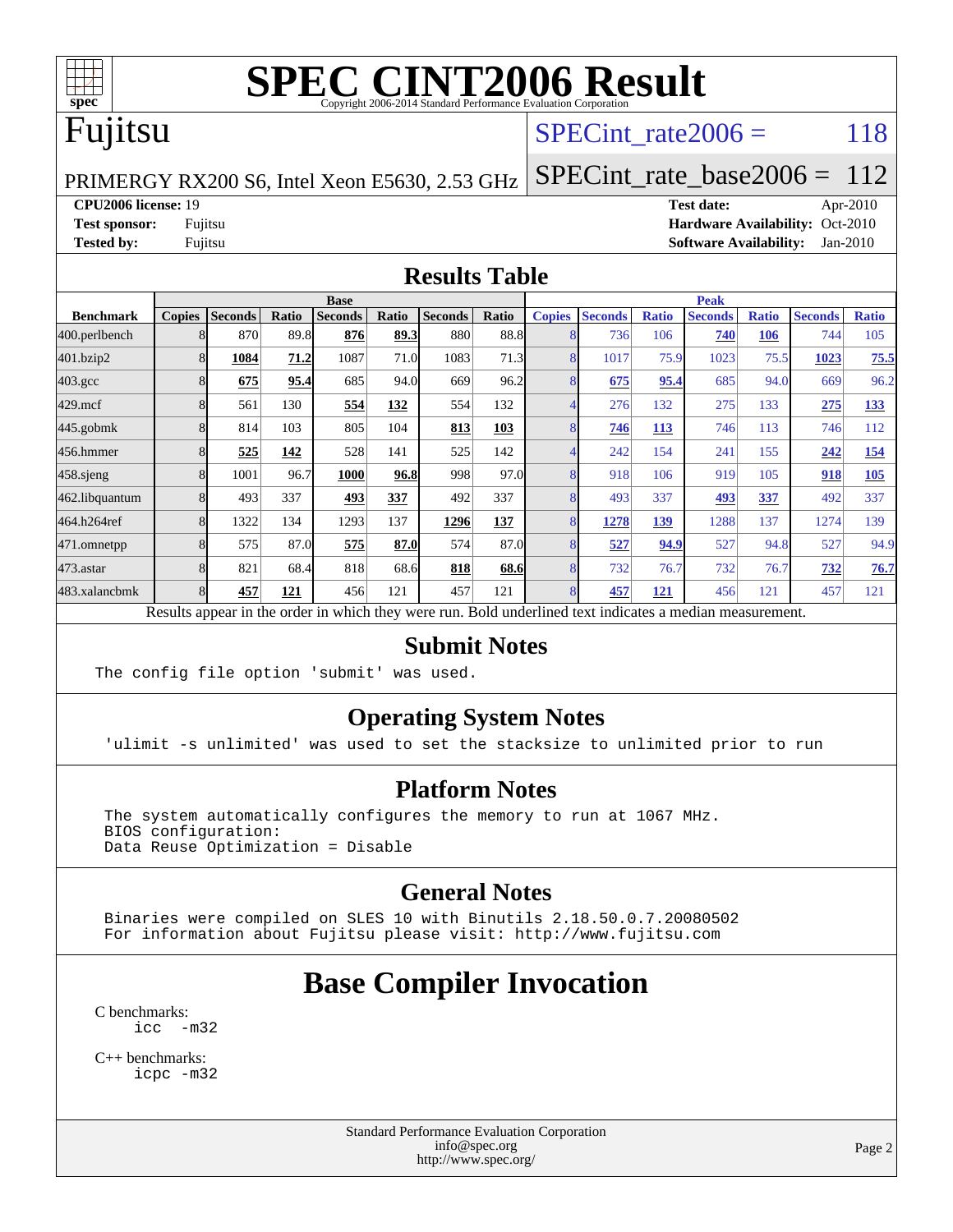# SPEC CINT2006 Result

Copyright 2006-2014 Standard Performance Evaluation Corporation

## Fujitsu

PRIMERGY RX200 S6, Intel Xeon E5630, 2.53 GHz

SPECint_rate2006 = 118

SPECint_rate_base2006 = 112

| | | | |
|---|---|---|---|
| **CPU2006 license:** 19 | | **Test date:** | Apr-2010 |
| **Test sponsor:** | Fujitsu | **Hardware Availability:** | Oct-2010 |
| **Tested by:** | Fujitsu | **Software Availability:** | Jan-2010 |

## Results Table

| Benchmark | Base | | | | | | | Peak | | | | | | |
|---|---|---|---|---|---|---|---|---|---|---|---|---|---|---|
| | Copies | Seconds | Ratio | Seconds | Ratio | Seconds | Ratio | Copies | Seconds | Ratio | Seconds | Ratio | Seconds | Ratio |
| 400.perlbench | 8 | 870 | 89.8 | **876** | **89.3** | 880 | 88.8 | 8 | 736 | 106 | **740** | **106** | 744 | 105 |
| 401.bzip2 | 8 | **1084** | **71.2** | 1087 | 71.0 | 1083 | 71.3 | 8 | 1017 | 75.9 | 1023 | 75.5 | **1023** | **75.5** |
| 403.gcc | 8 | **675** | **95.4** | 685 | 94.0 | 669 | 96.2 | 8 | **675** | **95.4** | 685 | 94.0 | 669 | 96.2 |
| 429.mcf | 8 | 561 | 130 | **554** | **132** | 554 | 132 | 4 | 276 | 132 | 275 | 133 | **275** | **133** |
| 445.gobmk | 8 | 814 | 103 | 805 | 104 | **813** | **103** | 8 | **746** | **113** | 746 | 113 | 746 | 112 |
| 456.hmmer | 8 | **525** | **142** | 528 | 141 | 525 | 142 | 4 | 242 | 154 | 241 | 155 | **242** | **154** |
| 458.sjeng | 8 | 1001 | 96.7 | **1000** | **96.8** | 998 | 97.0 | 8 | 918 | 106 | 919 | 105 | **918** | **105** |
| 462.libquantum | 8 | 493 | 337 | **493** | **337** | 492 | 337 | 8 | 493 | 337 | **493** | **337** | 492 | 337 |
| 464.h264ref | 8 | 1322 | 134 | 1293 | 137 | **1296** | **137** | 8 | **1278** | **139** | 1288 | 137 | 1274 | 139 |
| 471.omnetpp | 8 | 575 | 87.0 | **575** | **87.0** | 574 | 87.0 | 8 | **527** | **94.9** | 527 | 94.8 | 527 | 94.9 |
| 473.astar | 8 | 821 | 68.4 | 818 | 68.6 | **818** | **68.6** | 8 | 732 | 76.7 | 732 | 76.7 | **732** | **76.7** |
| 483.xalancbmk | 8 | **457** | **121** | 456 | 121 | 457 | 121 | 8 | **457** | **121** | 456 | 121 | 457 | 121 |

Results appear in the order in which they were run. Bold underlined text indicates a median measurement.

## Submit Notes

```
The config file option 'submit' was used.
```

## Operating System Notes

```
'ulimit -s unlimited' was used to set the stacksize to unlimited prior to run
```

## Platform Notes

```
The system automatically configures the memory to run at 1067 MHz.
BIOS configuration:
Data Reuse Optimization = Disable
```

## General Notes

```
Binaries were compiled on SLES 10 with Binutils 2.18.50.0.7.20080502
For information about Fujitsu please visit: http://www.fujitsu.com
```

## Base Compiler Invocation

C benchmarks:
```
icc  -m32
```

C++ benchmarks:
```
icpc -m32
```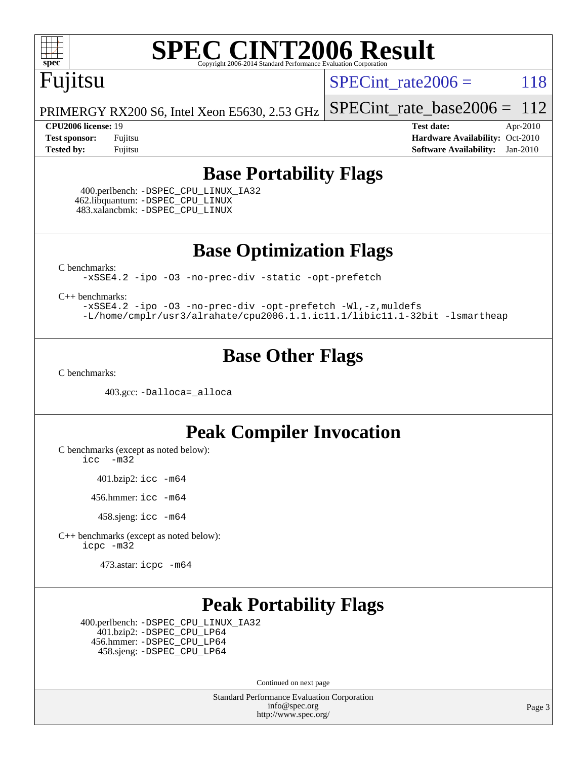# SPEC CINT2006 Result

Copyright 2006-2014 Standard Performance Evaluation Corporation

## Fujitsu

PRIMERGY RX200 S6, Intel Xeon E5630, 2.53 GHz

SPECint_rate2006 = 118

SPECint_rate_base2006 = 112

**CPU2006 license:** 19
**Test sponsor:** Fujitsu
**Tested by:** Fujitsu

**Test date:** Apr-2010
**Hardware Availability:** Oct-2010
**Software Availability:** Jan-2010

## Base Portability Flags

400.perlbench: -DSPEC_CPU_LINUX_IA32
462.libquantum: -DSPEC_CPU_LINUX
483.xalancbmk: -DSPEC_CPU_LINUX

## Base Optimization Flags

C benchmarks:

```
-xSSE4.2 -ipo -O3 -no-prec-div -static -opt-prefetch
```

C++ benchmarks:

```
-xSSE4.2 -ipo -O3 -no-prec-div -opt-prefetch -Wl,-z,muldefs
-L/home/cmplr/usr3/alrahate/cpu2006.1.1.ic11.1/libic11.1-32bit -lsmartheap
```

## Base Other Flags

C benchmarks:

403.gcc: -Dalloca=_alloca

## Peak Compiler Invocation

C benchmarks (except as noted below):
icc -m32

401.bzip2: icc -m64

456.hmmer: icc -m64

458.sjeng: icc -m64

C++ benchmarks (except as noted below):
icpc -m32

473.astar: icpc -m64

## Peak Portability Flags

400.perlbench: -DSPEC_CPU_LINUX_IA32
401.bzip2: -DSPEC_CPU_LP64
456.hmmer: -DSPEC_CPU_LP64
458.sjeng: -DSPEC_CPU_LP64

Continued on next page

Standard Performance Evaluation Corporation
info@spec.org
http://www.spec.org/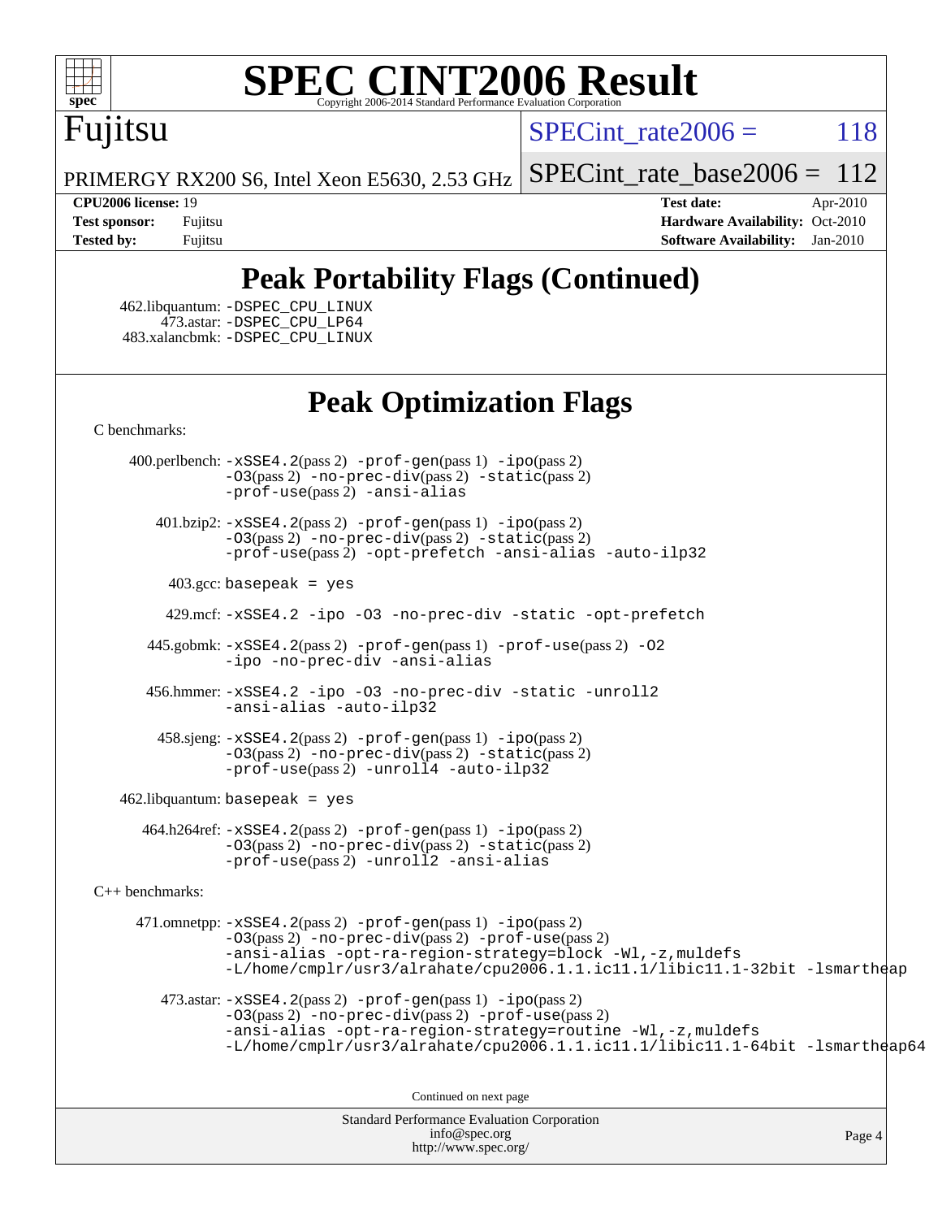# SPEC CINT2006 Result

Copyright 2006-2014 Standard Performance Evaluation Corporation

**Fujitsu**

PRIMERGY RX200 S6, Intel Xeon E5630, 2.53 GHz

SPECint_rate2006 = 118

SPECint_rate_base2006 = 112

| | | | |
|---|---|---|---|
| **CPU2006 license:** 19 | | **Test date:** | Apr-2010 |
| **Test sponsor:** | Fujitsu | **Hardware Availability:** | Oct-2010 |
| **Tested by:** | Fujitsu | **Software Availability:** | Jan-2010 |

## Peak Portability Flags (Continued)

462.libquantum: `-DSPEC_CPU_LINUX`
473.astar: `-DSPEC_CPU_LP64`
483.xalancbmk: `-DSPEC_CPU_LINUX`

## Peak Optimization Flags

C benchmarks:

400.perlbench: `-xSSE4.2`(pass 2) `-prof-gen`(pass 1) `-ipo`(pass 2) `-O3`(pass 2) `-no-prec-div`(pass 2) `-static`(pass 2) `-prof-use`(pass 2) `-ansi-alias`

401.bzip2: `-xSSE4.2`(pass 2) `-prof-gen`(pass 1) `-ipo`(pass 2) `-O3`(pass 2) `-no-prec-div`(pass 2) `-static`(pass 2) `-prof-use`(pass 2) `-opt-prefetch` `-ansi-alias` `-auto-ilp32`

403.gcc: `basepeak = yes`

429.mcf: `-xSSE4.2` `-ipo` `-O3` `-no-prec-div` `-static` `-opt-prefetch`

445.gobmk: `-xSSE4.2`(pass 2) `-prof-gen`(pass 1) `-prof-use`(pass 2) `-O2` `-ipo` `-no-prec-div` `-ansi-alias`

456.hmmer: `-xSSE4.2` `-ipo` `-O3` `-no-prec-div` `-static` `-unroll2` `-ansi-alias` `-auto-ilp32`

458.sjeng: `-xSSE4.2`(pass 2) `-prof-gen`(pass 1) `-ipo`(pass 2) `-O3`(pass 2) `-no-prec-div`(pass 2) `-static`(pass 2) `-prof-use`(pass 2) `-unroll4` `-auto-ilp32`

462.libquantum: `basepeak = yes`

464.h264ref: `-xSSE4.2`(pass 2) `-prof-gen`(pass 1) `-ipo`(pass 2) `-O3`(pass 2) `-no-prec-div`(pass 2) `-static`(pass 2) `-prof-use`(pass 2) `-unroll2` `-ansi-alias`

C++ benchmarks:

471.omnetpp: `-xSSE4.2`(pass 2) `-prof-gen`(pass 1) `-ipo`(pass 2) `-O3`(pass 2) `-no-prec-div`(pass 2) `-prof-use`(pass 2) `-ansi-alias` `-opt-ra-region-strategy=block` `-Wl,-z,muldefs` `-L/home/cmplr/usr3/alrahate/cpu2006.1.1.ic11.1/libic11.1-32bit` `-lsmartheap`

473.astar: `-xSSE4.2`(pass 2) `-prof-gen`(pass 1) `-ipo`(pass 2) `-O3`(pass 2) `-no-prec-div`(pass 2) `-prof-use`(pass 2) `-ansi-alias` `-opt-ra-region-strategy=routine` `-Wl,-z,muldefs` `-L/home/cmplr/usr3/alrahate/cpu2006.1.1.ic11.1/libic11.1-64bit` `-lsmartheap64`

Continued on next page

Standard Performance Evaluation Corporation
info@spec.org
http://www.spec.org/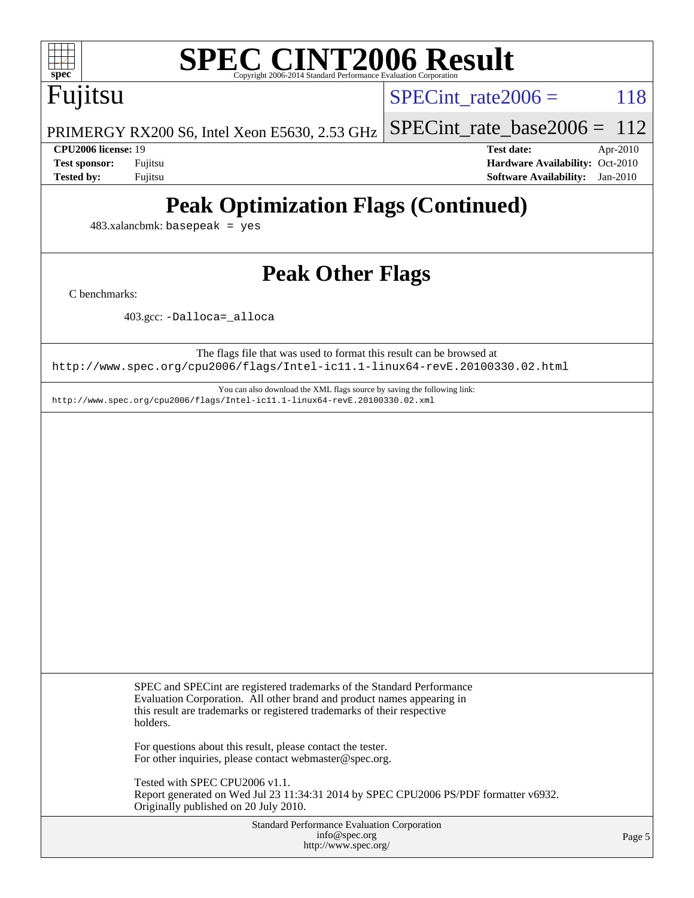# Peak Optimization Flags (Continued)

483.xalancbmk: basepeak = yes

# Peak Other Flags

C benchmarks:

403.gcc: -Dalloca=_alloca

The flags file that was used to format this result can be browsed at
http://www.spec.org/cpu2006/flags/Intel-ic11.1-linux64-revE.20100330.02.html

You can also download the XML flags source by saving the following link:
http://www.spec.org/cpu2006/flags/Intel-ic11.1-linux64-revE.20100330.02.xml

SPEC and SPECint are registered trademarks of the Standard Performance Evaluation Corporation. All other brand and product names appearing in this result are trademarks or registered trademarks of their respective holders.

For questions about this result, please contact the tester.
For other inquiries, please contact webmaster@spec.org.

Tested with SPEC CPU2006 v1.1.
Report generated on Wed Jul 23 11:34:31 2014 by SPEC CPU2006 PS/PDF formatter v6932.
Originally published on 20 July 2010.